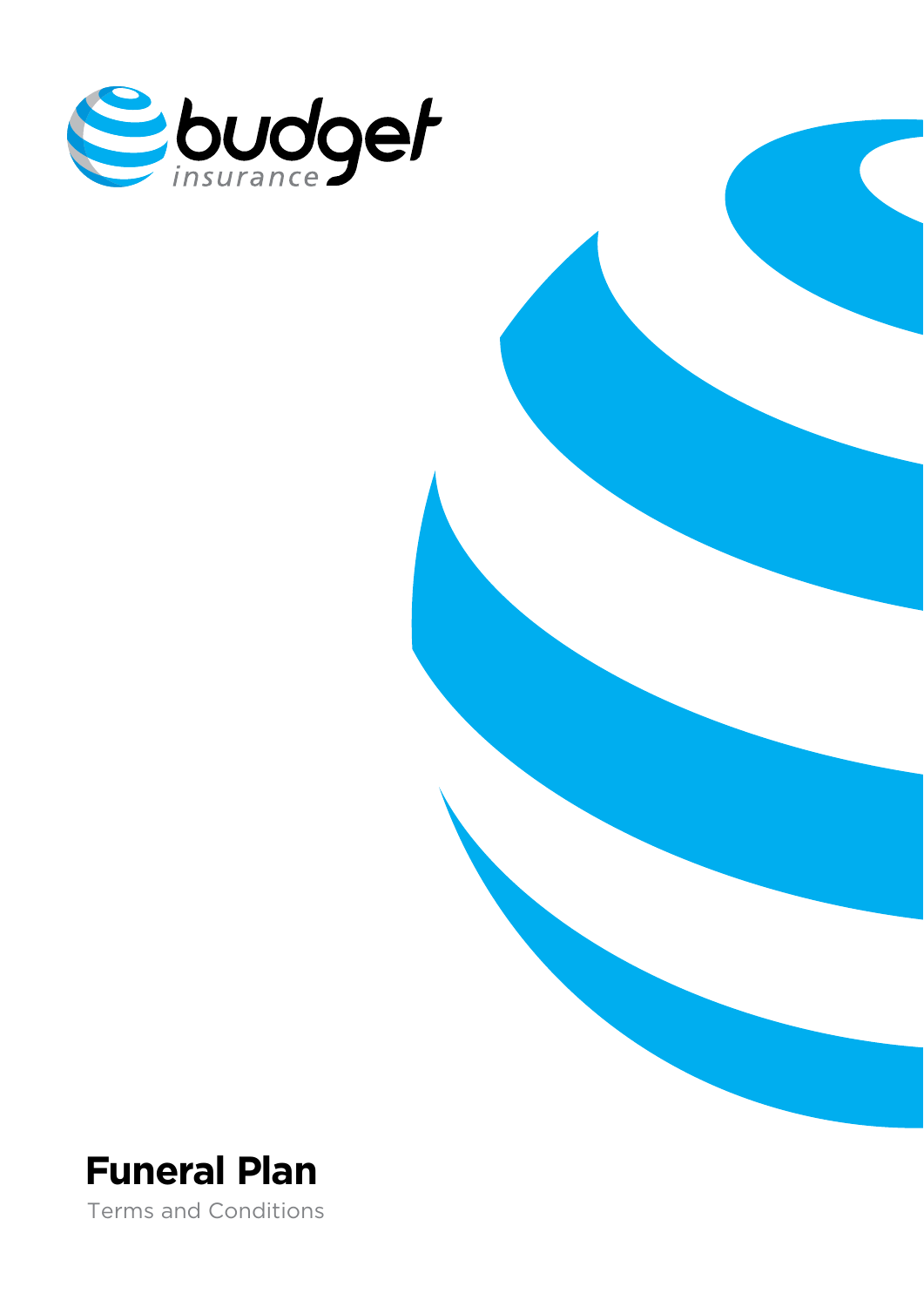budget insurance

# Funeral Plan

Terms and Conditions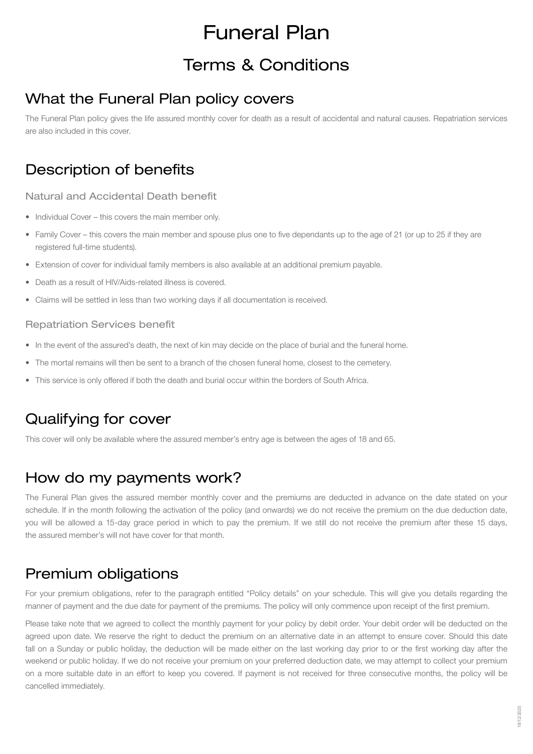# Funeral Plan

## Terms & Conditions

## What the Funeral Plan policy covers

The Funeral Plan policy gives the life assured monthly cover for death as a result of accidental and natural causes. Repatriation services are also included in this cover.

## Description of benefits

### Natural and Accidental Death benefit

- Individual Cover – this covers the main member only.
- Family Cover – this covers the main member and spouse plus one to five dependants up to the age of 21 (or up to 25 if they are registered full-time students).
- Extension of cover for individual family members is also available at an additional premium payable.
- Death as a result of HIV/Aids-related illness is covered.
- Claims will be settled in less than two working days if all documentation is received.

### Repatriation Services benefit

- In the event of the assured's death, the next of kin may decide on the place of burial and the funeral home.
- The mortal remains will then be sent to a branch of the chosen funeral home, closest to the cemetery.
- This service is only offered if both the death and burial occur within the borders of South Africa.

## Qualifying for cover

This cover will only be available where the assured member's entry age is between the ages of 18 and 65.

## How do my payments work?

The Funeral Plan gives the assured member monthly cover and the premiums are deducted in advance on the date stated on your schedule. If in the month following the activation of the policy (and onwards) we do not receive the premium on the due deduction date, you will be allowed a 15-day grace period in which to pay the premium. If we still do not receive the premium after these 15 days, the assured member's will not have cover for that month.

## Premium obligations

For your premium obligations, refer to the paragraph entitled "Policy details" on your schedule. This will give you details regarding the manner of payment and the due date for payment of the premiums. The policy will only commence upon receipt of the first premium.

Please take note that we agreed to collect the monthly payment for your policy by debit order. Your debit order will be deducted on the agreed upon date. We reserve the right to deduct the premium on an alternative date in an attempt to ensure cover. Should this date fall on a Sunday or public holiday, the deduction will be made either on the last working day prior to or the first working day after the weekend or public holiday. If we do not receive your premium on your preferred deduction date, we may attempt to collect your premium on a more suitable date in an effort to keep you covered. If payment is not received for three consecutive months, the policy will be cancelled immediately.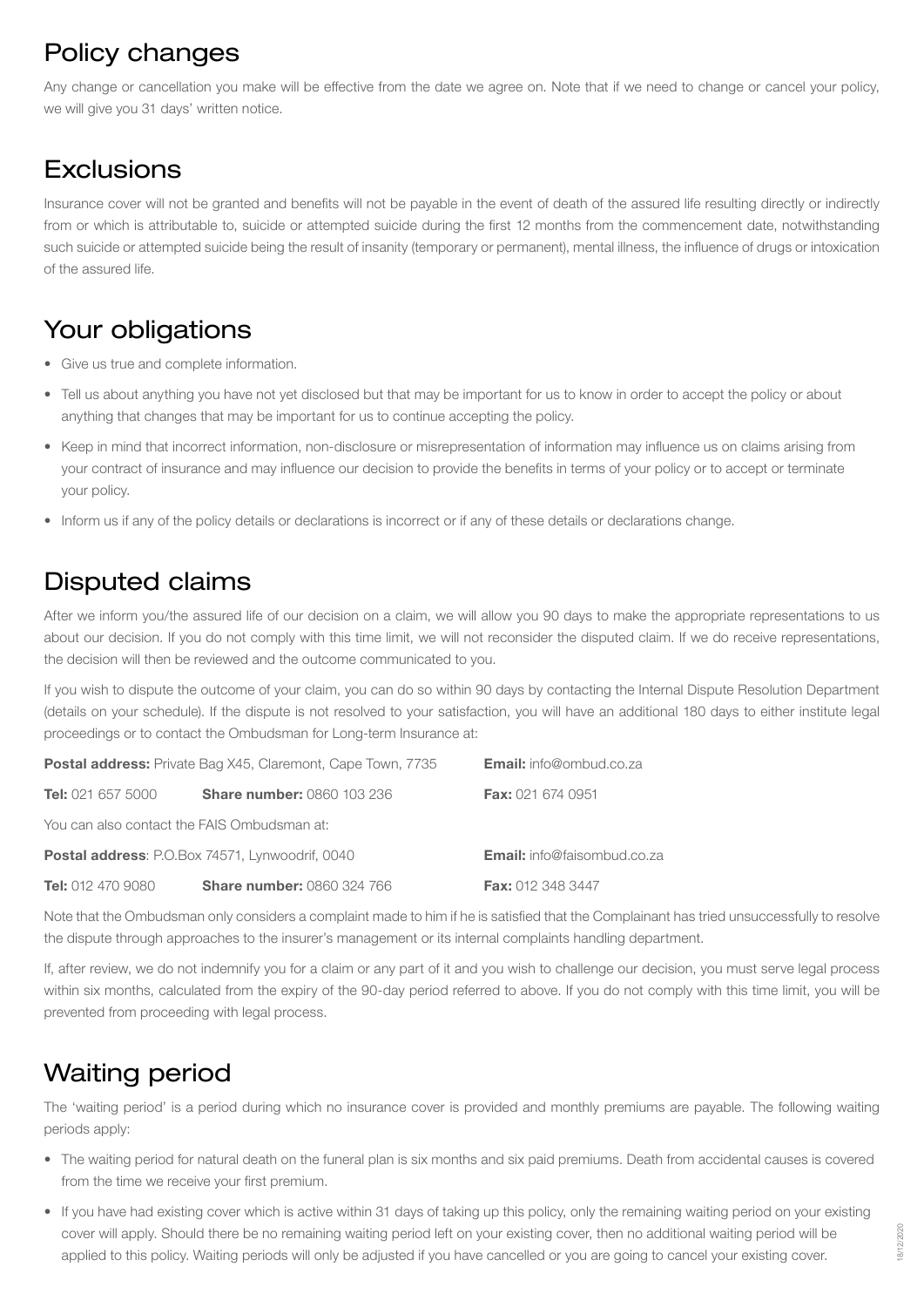## Policy changes

Any change or cancellation you make will be effective from the date we agree on. Note that if we need to change or cancel your policy, we will give you 31 days' written notice.

## Exclusions

Insurance cover will not be granted and benefits will not be payable in the event of death of the assured life resulting directly or indirectly from or which is attributable to, suicide or attempted suicide during the first 12 months from the commencement date, notwithstanding such suicide or attempted suicide being the result of insanity (temporary or permanent), mental illness, the influence of drugs or intoxication of the assured life.

## Your obligations

- Give us true and complete information.
- Tell us about anything you have not yet disclosed but that may be important for us to know in order to accept the policy or about anything that changes that may be important for us to continue accepting the policy.
- Keep in mind that incorrect information, non-disclosure or misrepresentation of information may influence us on claims arising from your contract of insurance and may influence our decision to provide the benefits in terms of your policy or to accept or terminate your policy.
- Inform us if any of the policy details or declarations is incorrect or if any of these details or declarations change.

## Disputed claims

After we inform you/the assured life of our decision on a claim, we will allow you 90 days to make the appropriate representations to us about our decision. If you do not comply with this time limit, we will not reconsider the disputed claim. If we do receive representations, the decision will then be reviewed and the outcome communicated to you.

If you wish to dispute the outcome of your claim, you can do so within 90 days by contacting the Internal Dispute Resolution Department (details on your schedule). If the dispute is not resolved to your satisfaction, you will have an additional 180 days to either institute legal proceedings or to contact the Ombudsman for Long-term Insurance at:

**Postal address:** Private Bag X45, Claremont, Cape Town, 7735 **Email:** info@ombud.co.za

**Tel:** 021 657 5000 **Share number:** 0860 103 236 **Fax:** 021 674 0951

You can also contact the FAIS Ombudsman at:

**Postal address**: P.O.Box 74571, Lynwoodrif, 0040 **Email:** info@faisombud.co.za

**Tel:** 012 470 9080 **Share number:** 0860 324 766 **Fax:** 012 348 3447

Note that the Ombudsman only considers a complaint made to him if he is satisfied that the Complainant has tried unsuccessfully to resolve the dispute through approaches to the insurer's management or its internal complaints handling department.

If, after review, we do not indemnify you for a claim or any part of it and you wish to challenge our decision, you must serve legal process within six months, calculated from the expiry of the 90-day period referred to above. If you do not comply with this time limit, you will be prevented from proceeding with legal process.

## Waiting period

The 'waiting period' is a period during which no insurance cover is provided and monthly premiums are payable. The following waiting periods apply:

- The waiting period for natural death on the funeral plan is six months and six paid premiums. Death from accidental causes is covered from the time we receive your first premium.
- If you have had existing cover which is active within 31 days of taking up this policy, only the remaining waiting period on your existing cover will apply. Should there be no remaining waiting period left on your existing cover, then no additional waiting period will be applied to this policy. Waiting periods will only be adjusted if you have cancelled or you are going to cancel your existing cover.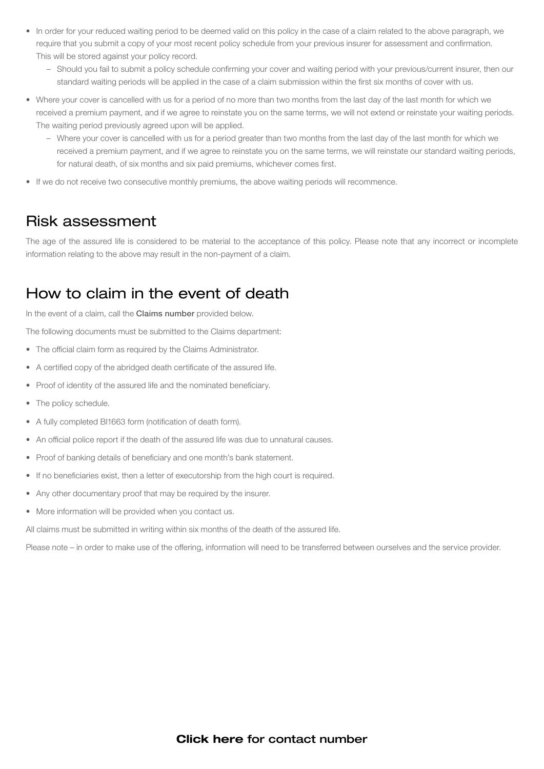- In order for your reduced waiting period to be deemed valid on this policy in the case of a claim related to the above paragraph, we require that you submit a copy of your most recent policy schedule from your previous insurer for assessment and confirmation. This will be stored against your policy record.
  - Should you fail to submit a policy schedule confirming your cover and waiting period with your previous/current insurer, then our standard waiting periods will be applied in the case of a claim submission within the first six months of cover with us.
- Where your cover is cancelled with us for a period of no more than two months from the last day of the last month for which we received a premium payment, and if we agree to reinstate you on the same terms, we will not extend or reinstate your waiting periods. The waiting period previously agreed upon will be applied.
  - Where your cover is cancelled with us for a period greater than two months from the last day of the last month for which we received a premium payment, and if we agree to reinstate you on the same terms, we will reinstate our standard waiting periods, for natural death, of six months and six paid premiums, whichever comes first.
- If we do not receive two consecutive monthly premiums, the above waiting periods will recommence.

## Risk assessment

The age of the assured life is considered to be material to the acceptance of this policy. Please note that any incorrect or incomplete information relating to the above may result in the non-payment of a claim.

## How to claim in the event of death

In the event of a claim, call the **Claims number** provided below.

The following documents must be submitted to the Claims department:

- The official claim form as required by the Claims Administrator.
- A certified copy of the abridged death certificate of the assured life.
- Proof of identity of the assured life and the nominated beneficiary.
- The policy schedule.
- A fully completed BI1663 form (notification of death form).
- An official police report if the death of the assured life was due to unnatural causes.
- Proof of banking details of beneficiary and one month's bank statement.
- If no beneficiaries exist, then a letter of executorship from the high court is required.
- Any other documentary proof that may be required by the insurer.
- More information will be provided when you contact us.

All claims must be submitted in writing within six months of the death of the assured life.

Please note – in order to make use of the offering, information will need to be transferred between ourselves and the service provider.

**Click here for contact number**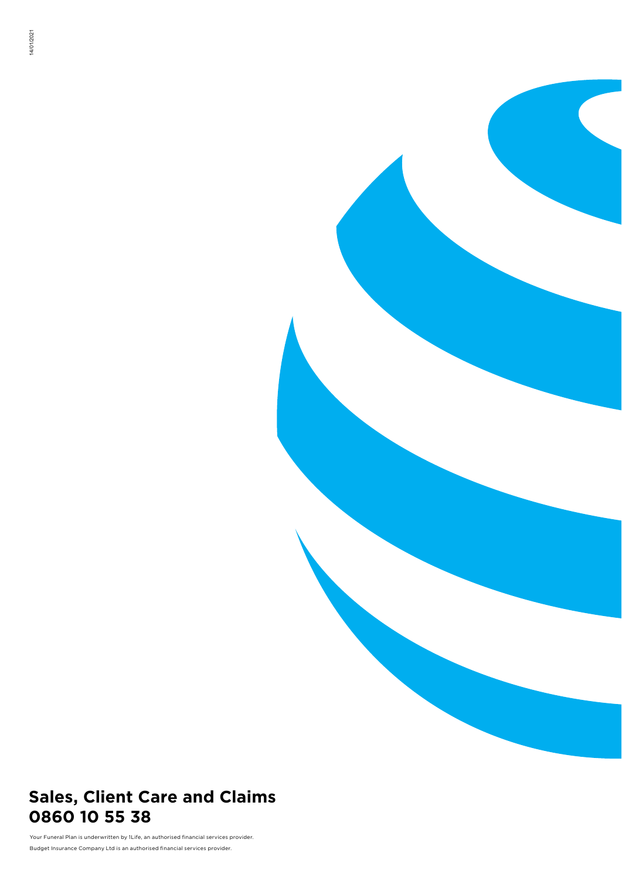14/01/2021

## Sales, Client Care and Claims
## 0860 10 55 38

Your Funeral Plan is underwritten by 1Life, an authorised financial services provider.

Budget Insurance Company Ltd is an authorised financial services provider.